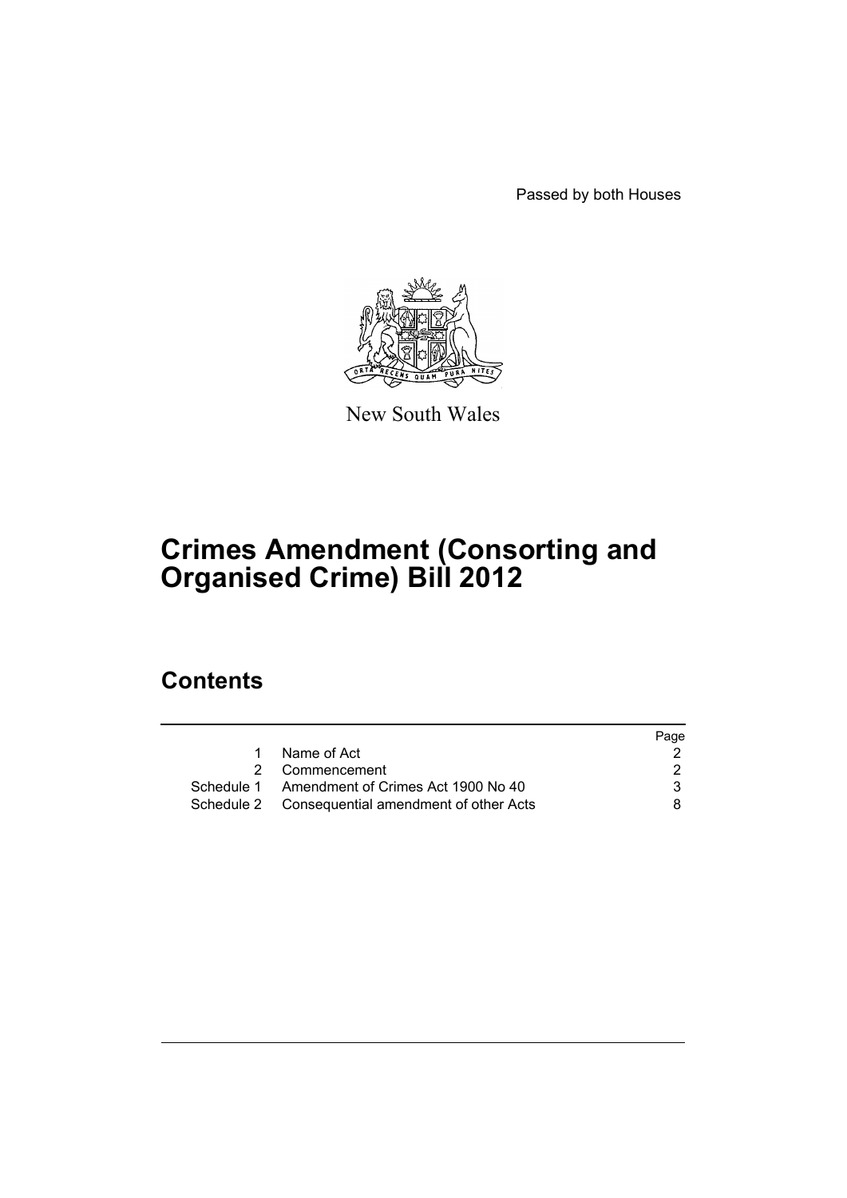Passed by both Houses

New South Wales

# Crimes Amendment (Consorting and Organised Crime) Bill 2012

## Contents

| | | Page |
|---|---|---|
| 1 | Name of Act | 2 |
| 2 | Commencement | 2 |
| Schedule 1 | Amendment of Crimes Act 1900 No 40 | 3 |
| Schedule 2 | Consequential amendment of other Acts | 8 |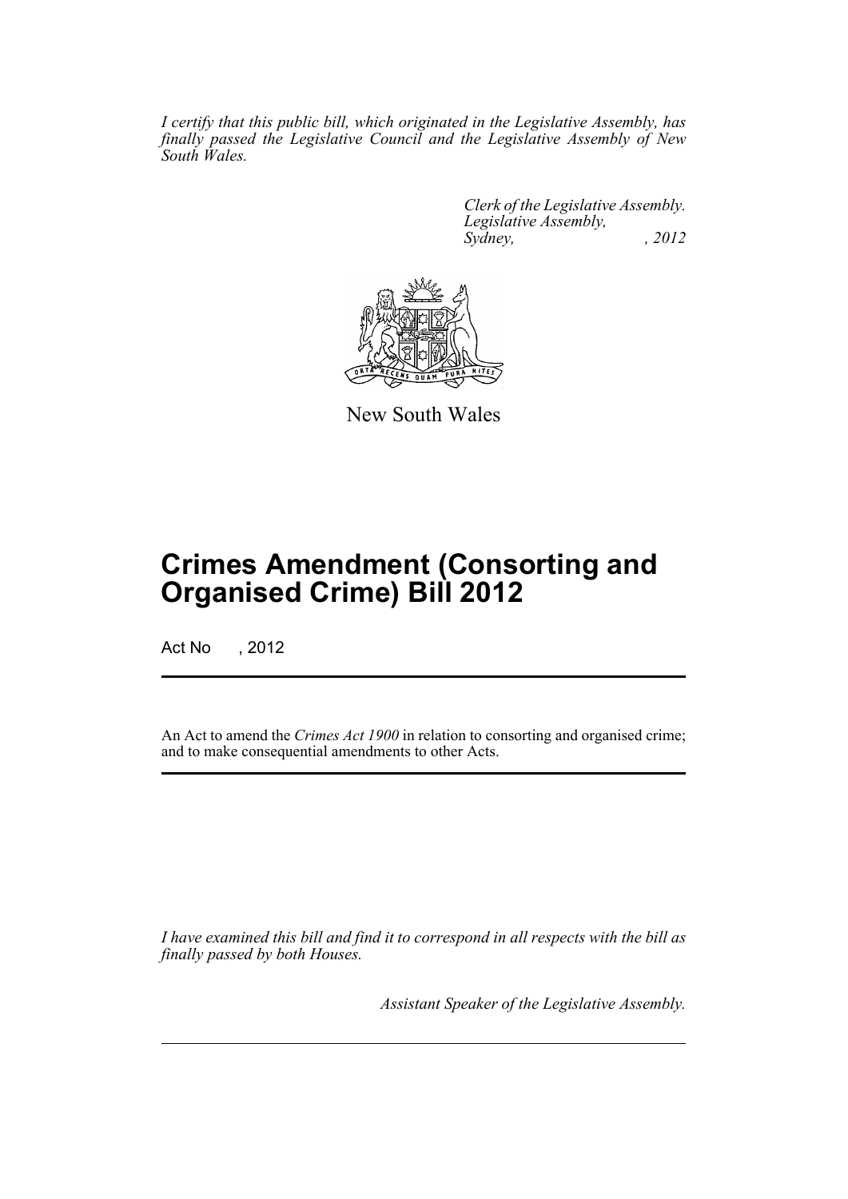*I certify that this public bill, which originated in the Legislative Assembly, has finally passed the Legislative Council and the Legislative Assembly of New South Wales.*

*Clerk of the Legislative Assembly.*
*Legislative Assembly,*
*Sydney, , 2012*

New South Wales

# Crimes Amendment (Consorting and Organised Crime) Bill 2012

Act No , 2012

An Act to amend the *Crimes Act 1900* in relation to consorting and organised crime; and to make consequential amendments to other Acts.

*I have examined this bill and find it to correspond in all respects with the bill as finally passed by both Houses.*

*Assistant Speaker of the Legislative Assembly.*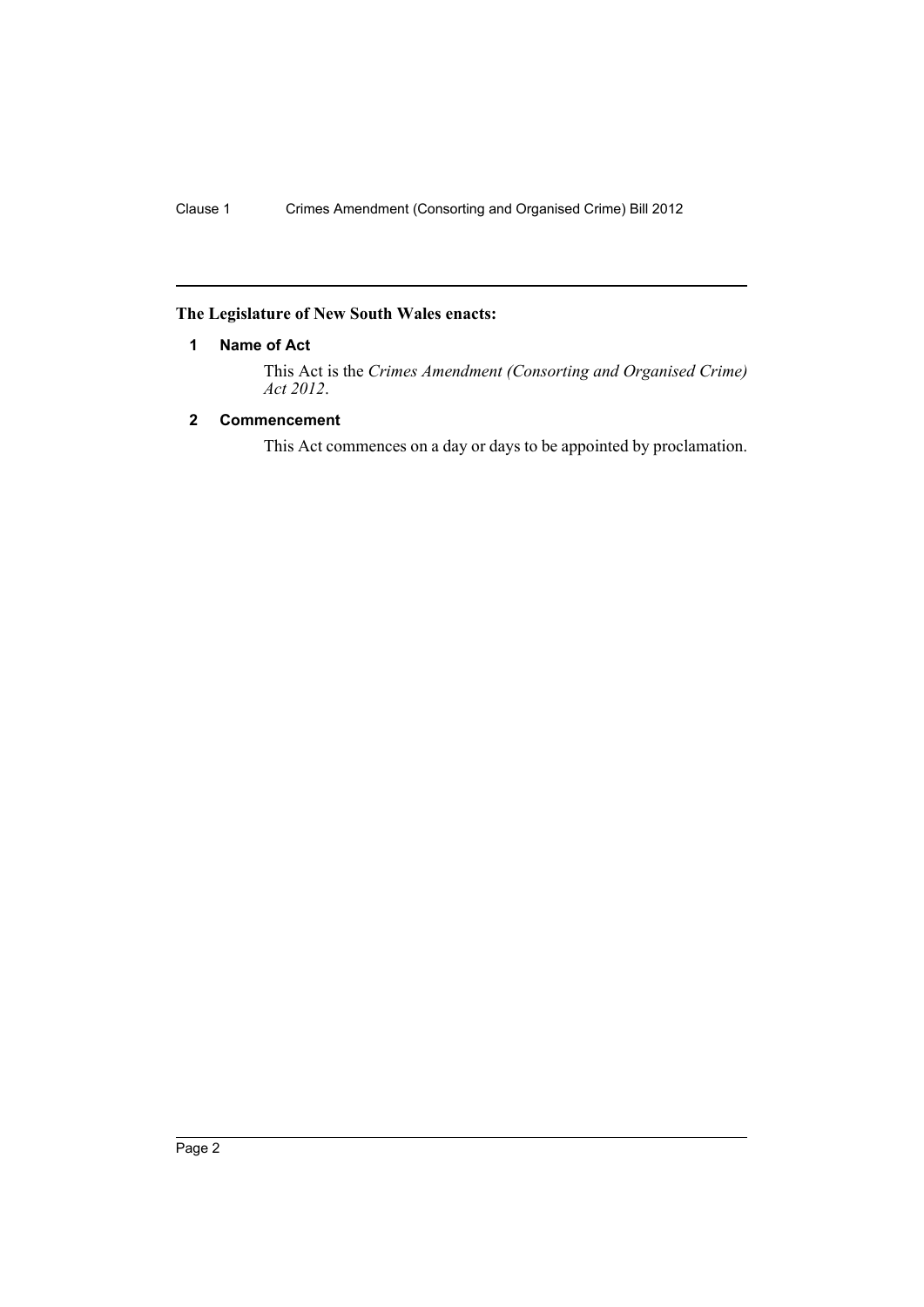**The Legislature of New South Wales enacts:**

## 1 Name of Act

This Act is the *Crimes Amendment (Consorting and Organised Crime) Act 2012*.

## 2 Commencement

This Act commences on a day or days to be appointed by proclamation.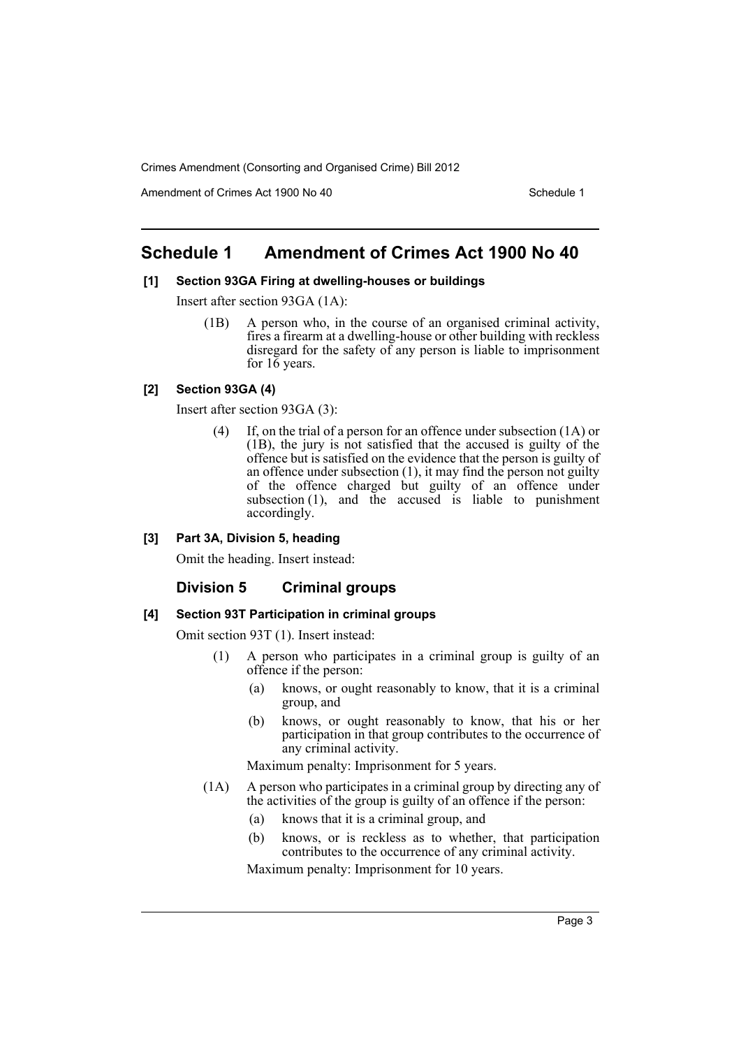# Schedule 1 Amendment of Crimes Act 1900 No 40

### [1] Section 93GA Firing at dwelling-houses or buildings

Insert after section 93GA (1A):

> (1B) A person who, in the course of an organised criminal activity, fires a firearm at a dwelling-house or other building with reckless disregard for the safety of any person is liable to imprisonment for 16 years.

### [2] Section 93GA (4)

Insert after section 93GA (3):

> (4) If, on the trial of a person for an offence under subsection (1A) or (1B), the jury is not satisfied that the accused is guilty of the offence but is satisfied on the evidence that the person is guilty of an offence under subsection (1), it may find the person not guilty of the offence charged but guilty of an offence under subsection (1), and the accused is liable to punishment accordingly.

### [3] Part 3A, Division 5, heading

Omit the heading. Insert instead:

## Division 5 Criminal groups

### [4] Section 93T Participation in criminal groups

Omit section 93T (1). Insert instead:

> (1) A person who participates in a criminal group is guilty of an offence if the person:
>
> (a) knows, or ought reasonably to know, that it is a criminal group, and
>
> (b) knows, or ought reasonably to know, that his or her participation in that group contributes to the occurrence of any criminal activity.
>
> Maximum penalty: Imprisonment for 5 years.
>
> (1A) A person who participates in a criminal group by directing any of the activities of the group is guilty of an offence if the person:
>
> (a) knows that it is a criminal group, and
>
> (b) knows, or is reckless as to whether, that participation contributes to the occurrence of any criminal activity.
>
> Maximum penalty: Imprisonment for 10 years.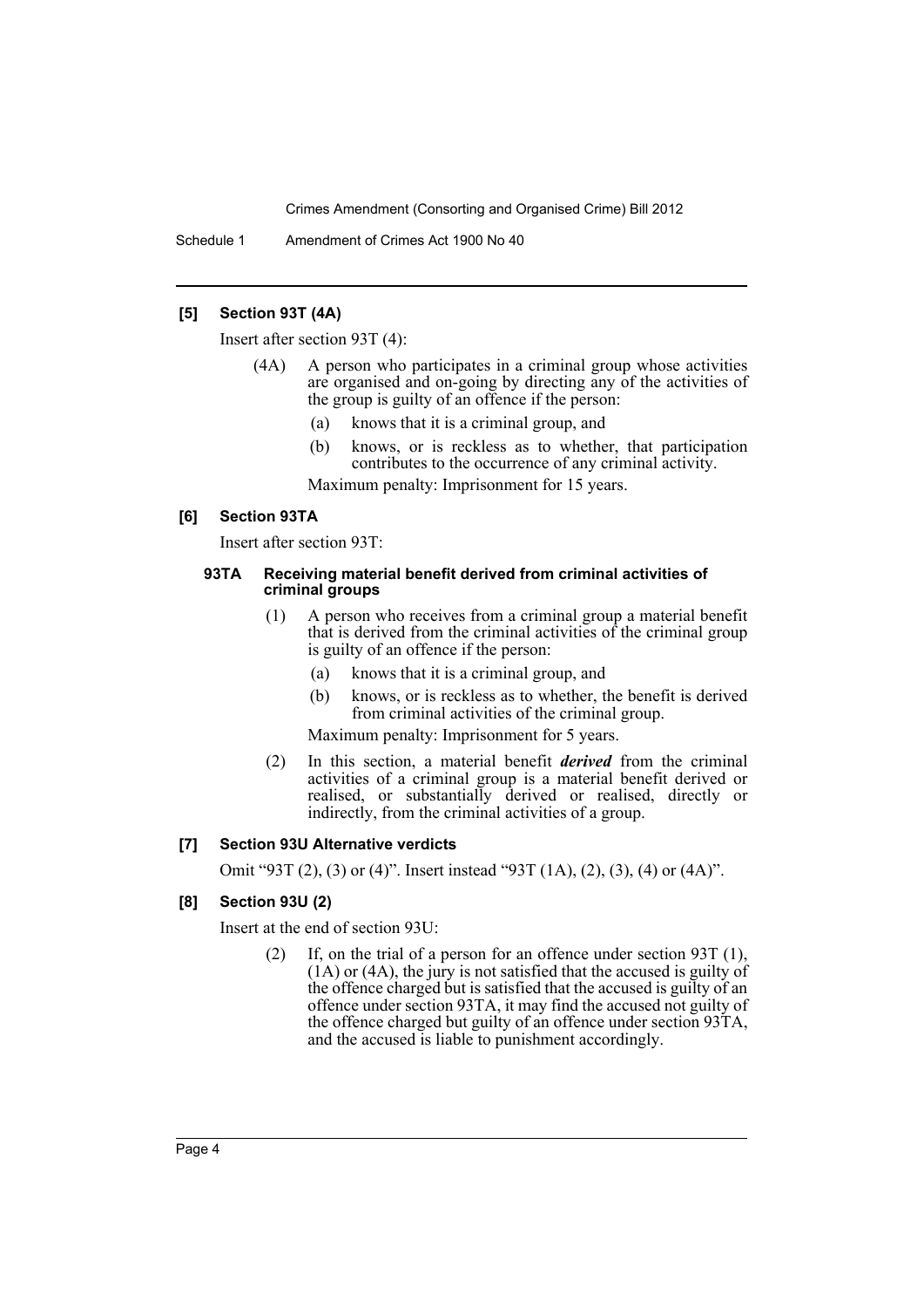### [5] Section 93T (4A)

Insert after section 93T (4):

(4A) A person who participates in a criminal group whose activities are organised and on-going by directing any of the activities of the group is guilty of an offence if the person:

(a) knows that it is a criminal group, and

(b) knows, or is reckless as to whether, that participation contributes to the occurrence of any criminal activity.

Maximum penalty: Imprisonment for 15 years.

### [6] Section 93TA

Insert after section 93T:

#### 93TA Receiving material benefit derived from criminal activities of criminal groups

(1) A person who receives from a criminal group a material benefit that is derived from the criminal activities of the criminal group is guilty of an offence if the person:

(a) knows that it is a criminal group, and

(b) knows, or is reckless as to whether, the benefit is derived from criminal activities of the criminal group.

Maximum penalty: Imprisonment for 5 years.

(2) In this section, a material benefit ***derived*** from the criminal activities of a criminal group is a material benefit derived or realised, or substantially derived or realised, directly or indirectly, from the criminal activities of a group.

### [7] Section 93U Alternative verdicts

Omit "93T (2), (3) or (4)". Insert instead "93T (1A), (2), (3), (4) or (4A)".

### [8] Section 93U (2)

Insert at the end of section 93U:

(2) If, on the trial of a person for an offence under section 93T (1), (1A) or (4A), the jury is not satisfied that the accused is guilty of the offence charged but is satisfied that the accused is guilty of an offence under section 93TA, it may find the accused not guilty of the offence charged but guilty of an offence under section 93TA, and the accused is liable to punishment accordingly.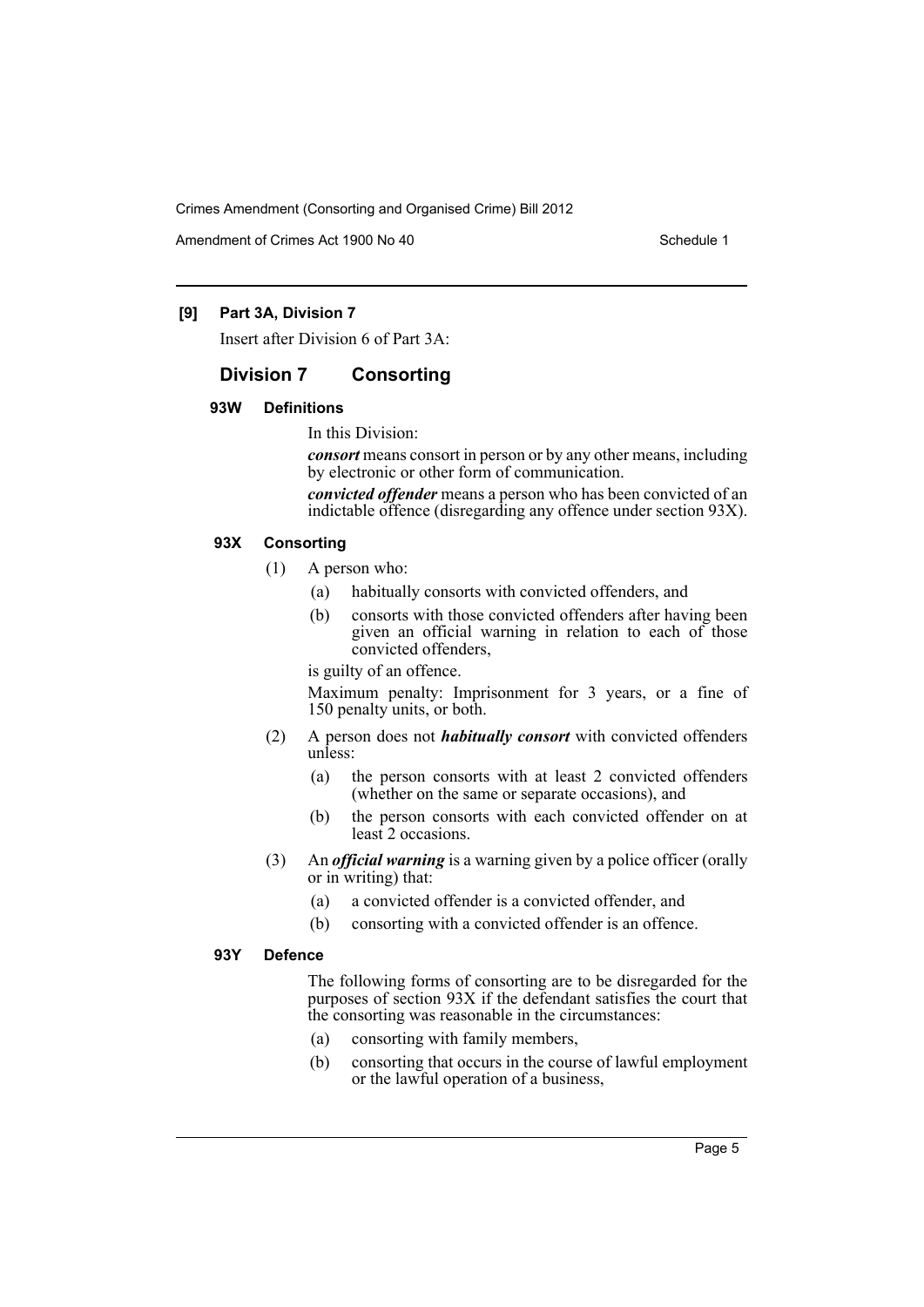**[9] Part 3A, Division 7**

Insert after Division 6 of Part 3A:

## Division 7 Consorting

### 93W Definitions

In this Division:

***consort*** means consort in person or by any other means, including by electronic or other form of communication.

***convicted offender*** means a person who has been convicted of an indictable offence (disregarding any offence under section 93X).

### 93X Consorting

(1) A person who:

- (a) habitually consorts with convicted offenders, and
- (b) consorts with those convicted offenders after having been given an official warning in relation to each of those convicted offenders,

is guilty of an offence.

Maximum penalty: Imprisonment for 3 years, or a fine of 150 penalty units, or both.

(2) A person does not ***habitually consort*** with convicted offenders unless:

- (a) the person consorts with at least 2 convicted offenders (whether on the same or separate occasions), and
- (b) the person consorts with each convicted offender on at least 2 occasions.

(3) An ***official warning*** is a warning given by a police officer (orally or in writing) that:

- (a) a convicted offender is a convicted offender, and
- (b) consorting with a convicted offender is an offence.

### 93Y Defence

The following forms of consorting are to be disregarded for the purposes of section 93X if the defendant satisfies the court that the consorting was reasonable in the circumstances:

- (a) consorting with family members,
- (b) consorting that occurs in the course of lawful employment or the lawful operation of a business,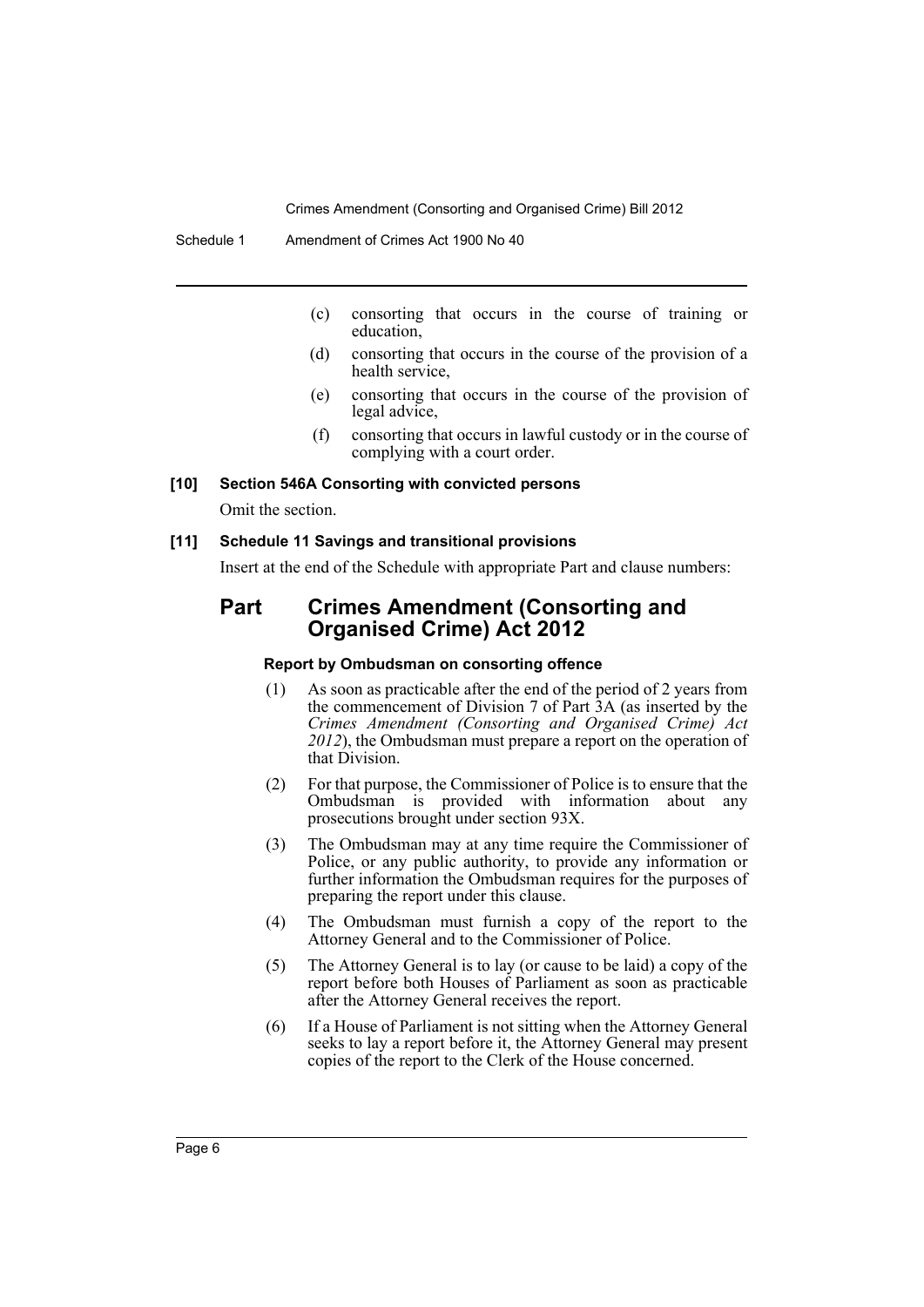(c) consorting that occurs in the course of training or education,

(d) consorting that occurs in the course of the provision of a health service,

(e) consorting that occurs in the course of the provision of legal advice,

(f) consorting that occurs in lawful custody or in the course of complying with a court order.

**[10] Section 546A Consorting with convicted persons**

Omit the section.

**[11] Schedule 11 Savings and transitional provisions**

Insert at the end of the Schedule with appropriate Part and clause numbers:

## Part Crimes Amendment (Consorting and Organised Crime) Act 2012

#### Report by Ombudsman on consorting offence

(1) As soon as practicable after the end of the period of 2 years from the commencement of Division 7 of Part 3A (as inserted by the *Crimes Amendment (Consorting and Organised Crime) Act 2012*), the Ombudsman must prepare a report on the operation of that Division.

(2) For that purpose, the Commissioner of Police is to ensure that the Ombudsman is provided with information about any prosecutions brought under section 93X.

(3) The Ombudsman may at any time require the Commissioner of Police, or any public authority, to provide any information or further information the Ombudsman requires for the purposes of preparing the report under this clause.

(4) The Ombudsman must furnish a copy of the report to the Attorney General and to the Commissioner of Police.

(5) The Attorney General is to lay (or cause to be laid) a copy of the report before both Houses of Parliament as soon as practicable after the Attorney General receives the report.

(6) If a House of Parliament is not sitting when the Attorney General seeks to lay a report before it, the Attorney General may present copies of the report to the Clerk of the House concerned.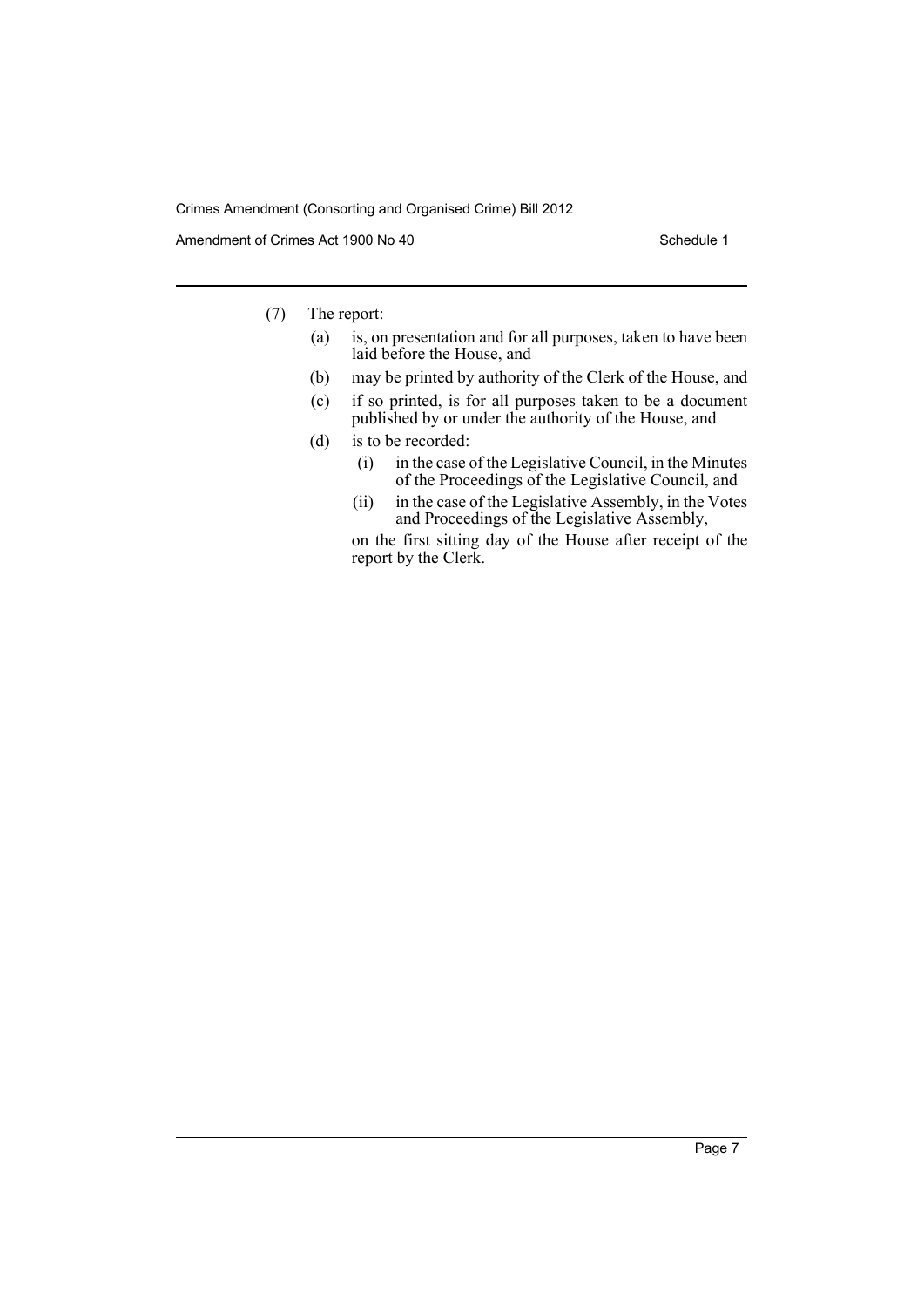(7) The report:

(a) is, on presentation and for all purposes, taken to have been laid before the House, and

(b) may be printed by authority of the Clerk of the House, and

(c) if so printed, is for all purposes taken to be a document published by or under the authority of the House, and

(d) is to be recorded:

(i) in the case of the Legislative Council, in the Minutes of the Proceedings of the Legislative Council, and

(ii) in the case of the Legislative Assembly, in the Votes and Proceedings of the Legislative Assembly,

on the first sitting day of the House after receipt of the report by the Clerk.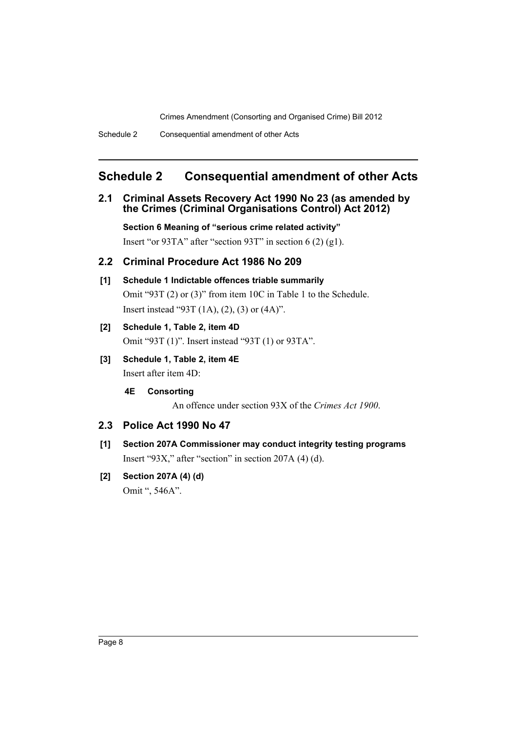## Schedule 2 Consequential amendment of other Acts

### 2.1 Criminal Assets Recovery Act 1990 No 23 (as amended by the Crimes (Criminal Organisations Control) Act 2012)

**Section 6 Meaning of "serious crime related activity"**

Insert "or 93TA" after "section 93T" in section 6 (2) (g1).

### 2.2 Criminal Procedure Act 1986 No 209

**[1] Schedule 1 Indictable offences triable summarily**

Omit "93T (2) or (3)" from item 10C in Table 1 to the Schedule.

Insert instead "93T (1A), (2), (3) or (4A)".

**[2] Schedule 1, Table 2, item 4D**

Omit "93T (1)". Insert instead "93T (1) or 93TA".

**[3] Schedule 1, Table 2, item 4E**

Insert after item 4D:

**4E Consorting**

An offence under section 93X of the *Crimes Act 1900*.

### 2.3 Police Act 1990 No 47

**[1] Section 207A Commissioner may conduct integrity testing programs**

Insert "93X," after "section" in section 207A (4) (d).

**[2] Section 207A (4) (d)**

Omit ", 546A".